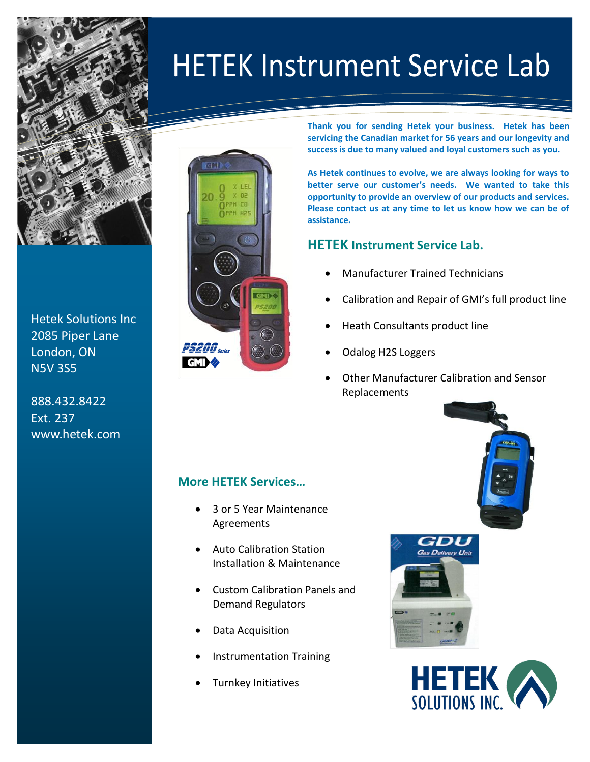# HETEK Instrument Service Lab

Hetek Solutions Inc
2085 Piper Lane
London, ON
N5V 3S5

888.432.8422
Ext. 237
www.hetek.com

**Thank you for sending Hetek your business. Hetek has been servicing the Canadian market for 56 years and our longevity and success is due to many valued and loyal customers such as you.**

**As Hetek continues to evolve, we are always looking for ways to better serve our customer's needs. We wanted to take this opportunity to provide an overview of our products and services. Please contact us at any time to let us know how we can be of assistance.**

## HETEK Instrument Service Lab.

- Manufacturer Trained Technicians
- Calibration and Repair of GMI's full product line
- Heath Consultants product line
- Odalog H2S Loggers
- Other Manufacturer Calibration and Sensor Replacements

## More HETEK Services…

- 3 or 5 Year Maintenance Agreements
- Auto Calibration Station Installation & Maintenance
- Custom Calibration Panels and Demand Regulators
- Data Acquisition
- Instrumentation Training
- Turnkey Initiatives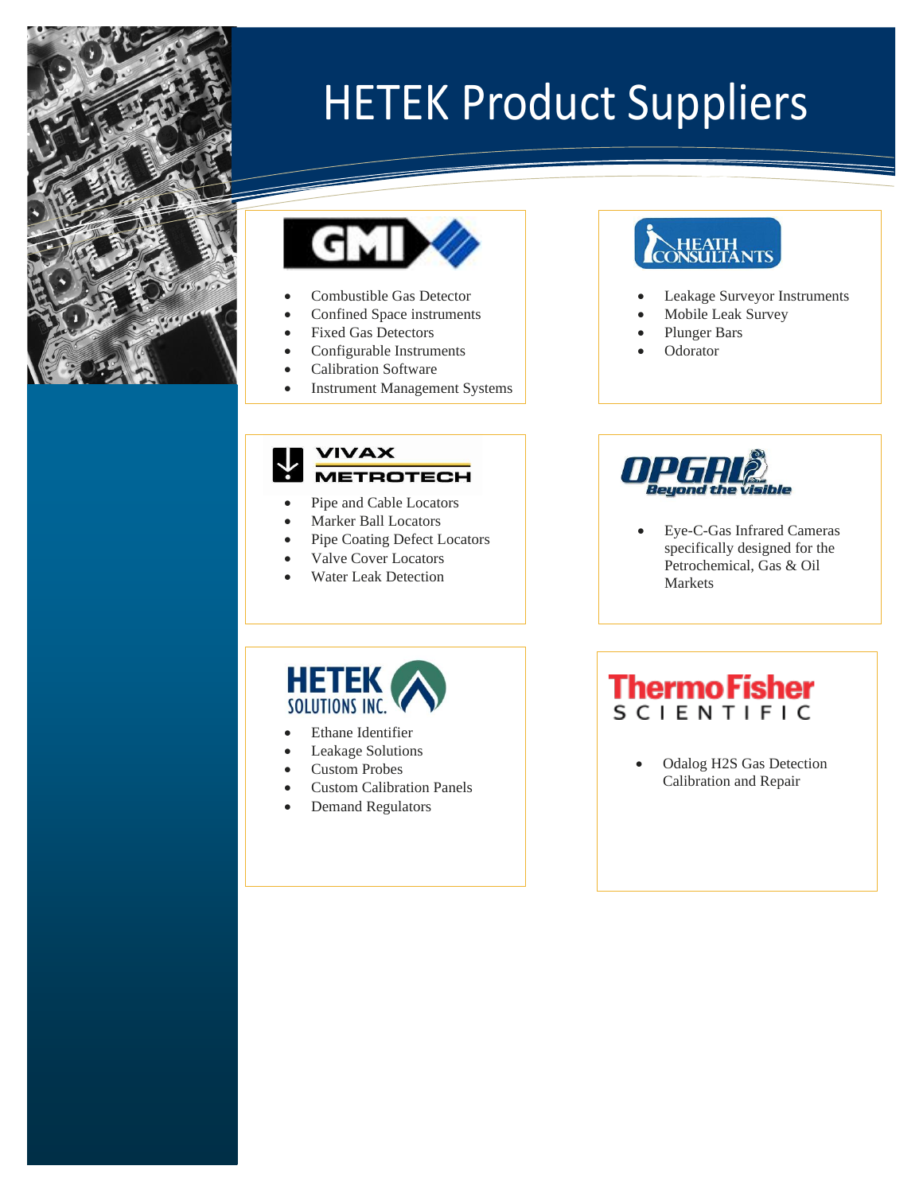# HETEK Product Suppliers

## GMI

- Combustible Gas Detector
- Confined Space instruments
- Fixed Gas Detectors
- Configurable Instruments
- Calibration Software
- Instrument Management Systems

## HEATH CONSULTANTS

- Leakage Surveyor Instruments
- Mobile Leak Survey
- Plunger Bars
- Odorator

## VIVAX METROTECH

- Pipe and Cable Locators
- Marker Ball Locators
- Pipe Coating Defect Locators
- Valve Cover Locators
- Water Leak Detection

## OPGAL

*Beyond the visible*

- Eye-C-Gas Infrared Cameras specifically designed for the Petrochemical, Gas & Oil Markets

## HETEK SOLUTIONS INC.

- Ethane Identifier
- Leakage Solutions
- Custom Probes
- Custom Calibration Panels
- Demand Regulators

## ThermoFisher SCIENTIFIC

- Odalog H2S Gas Detection Calibration and Repair